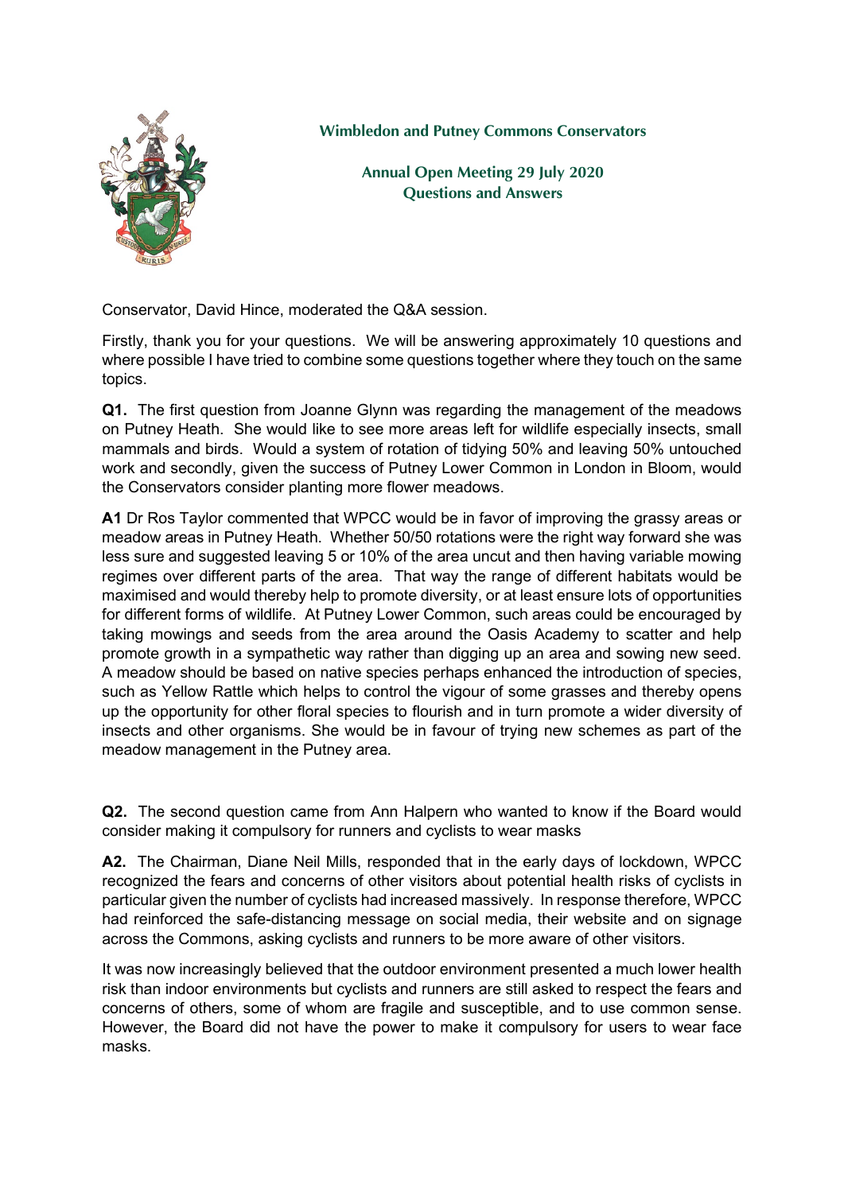**Wimbledon and Putney Commons Conservators**

**Annual Open Meeting 29 July 2020**
**Questions and Answers**

Conservator, David Hince, moderated the Q&A session.

Firstly, thank you for your questions. We will be answering approximately 10 questions and where possible I have tried to combine some questions together where they touch on the same topics.

**Q1.** The first question from Joanne Glynn was regarding the management of the meadows on Putney Heath. She would like to see more areas left for wildlife especially insects, small mammals and birds. Would a system of rotation of tidying 50% and leaving 50% untouched work and secondly, given the success of Putney Lower Common in London in Bloom, would the Conservators consider planting more flower meadows.

**A1** Dr Ros Taylor commented that WPCC would be in favor of improving the grassy areas or meadow areas in Putney Heath. Whether 50/50 rotations were the right way forward she was less sure and suggested leaving 5 or 10% of the area uncut and then having variable mowing regimes over different parts of the area. That way the range of different habitats would be maximised and would thereby help to promote diversity, or at least ensure lots of opportunities for different forms of wildlife. At Putney Lower Common, such areas could be encouraged by taking mowings and seeds from the area around the Oasis Academy to scatter and help promote growth in a sympathetic way rather than digging up an area and sowing new seed. A meadow should be based on native species perhaps enhanced the introduction of species, such as Yellow Rattle which helps to control the vigour of some grasses and thereby opens up the opportunity for other floral species to flourish and in turn promote a wider diversity of insects and other organisms. She would be in favour of trying new schemes as part of the meadow management in the Putney area.

**Q2.** The second question came from Ann Halpern who wanted to know if the Board would consider making it compulsory for runners and cyclists to wear masks

**A2.** The Chairman, Diane Neil Mills, responded that in the early days of lockdown, WPCC recognized the fears and concerns of other visitors about potential health risks of cyclists in particular given the number of cyclists had increased massively. In response therefore, WPCC had reinforced the safe-distancing message on social media, their website and on signage across the Commons, asking cyclists and runners to be more aware of other visitors.

It was now increasingly believed that the outdoor environment presented a much lower health risk than indoor environments but cyclists and runners are still asked to respect the fears and concerns of others, some of whom are fragile and susceptible, and to use common sense. However, the Board did not have the power to make it compulsory for users to wear face masks.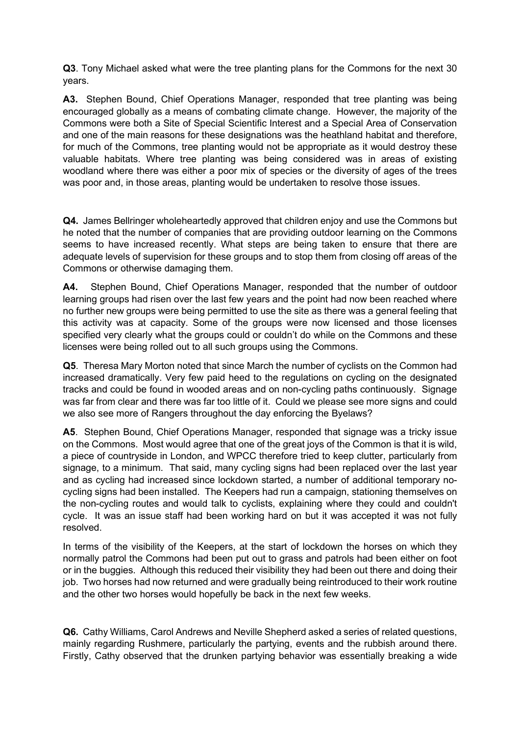**Q3**. Tony Michael asked what were the tree planting plans for the Commons for the next 30 years.

**A3.** Stephen Bound, Chief Operations Manager, responded that tree planting was being encouraged globally as a means of combating climate change. However, the majority of the Commons were both a Site of Special Scientific Interest and a Special Area of Conservation and one of the main reasons for these designations was the heathland habitat and therefore, for much of the Commons, tree planting would not be appropriate as it would destroy these valuable habitats. Where tree planting was being considered was in areas of existing woodland where there was either a poor mix of species or the diversity of ages of the trees was poor and, in those areas, planting would be undertaken to resolve those issues.

**Q4.** James Bellringer wholeheartedly approved that children enjoy and use the Commons but he noted that the number of companies that are providing outdoor learning on the Commons seems to have increased recently. What steps are being taken to ensure that there are adequate levels of supervision for these groups and to stop them from closing off areas of the Commons or otherwise damaging them.

**A4.** Stephen Bound, Chief Operations Manager, responded that the number of outdoor learning groups had risen over the last few years and the point had now been reached where no further new groups were being permitted to use the site as there was a general feeling that this activity was at capacity. Some of the groups were now licensed and those licenses specified very clearly what the groups could or couldn't do while on the Commons and these licenses were being rolled out to all such groups using the Commons.

**Q5**. Theresa Mary Morton noted that since March the number of cyclists on the Common had increased dramatically. Very few paid heed to the regulations on cycling on the designated tracks and could be found in wooded areas and on non-cycling paths continuously. Signage was far from clear and there was far too little of it. Could we please see more signs and could we also see more of Rangers throughout the day enforcing the Byelaws?

**A5**. Stephen Bound, Chief Operations Manager, responded that signage was a tricky issue on the Commons. Most would agree that one of the great joys of the Common is that it is wild, a piece of countryside in London, and WPCC therefore tried to keep clutter, particularly from signage, to a minimum. That said, many cycling signs had been replaced over the last year and as cycling had increased since lockdown started, a number of additional temporary no-cycling signs had been installed. The Keepers had run a campaign, stationing themselves on the non-cycling routes and would talk to cyclists, explaining where they could and couldn't cycle. It was an issue staff had been working hard on but it was accepted it was not fully resolved.

In terms of the visibility of the Keepers, at the start of lockdown the horses on which they normally patrol the Commons had been put out to grass and patrols had been either on foot or in the buggies. Although this reduced their visibility they had been out there and doing their job. Two horses had now returned and were gradually being reintroduced to their work routine and the other two horses would hopefully be back in the next few weeks.

**Q6.** Cathy Williams, Carol Andrews and Neville Shepherd asked a series of related questions, mainly regarding Rushmere, particularly the partying, events and the rubbish around there. Firstly, Cathy observed that the drunken partying behavior was essentially breaking a wide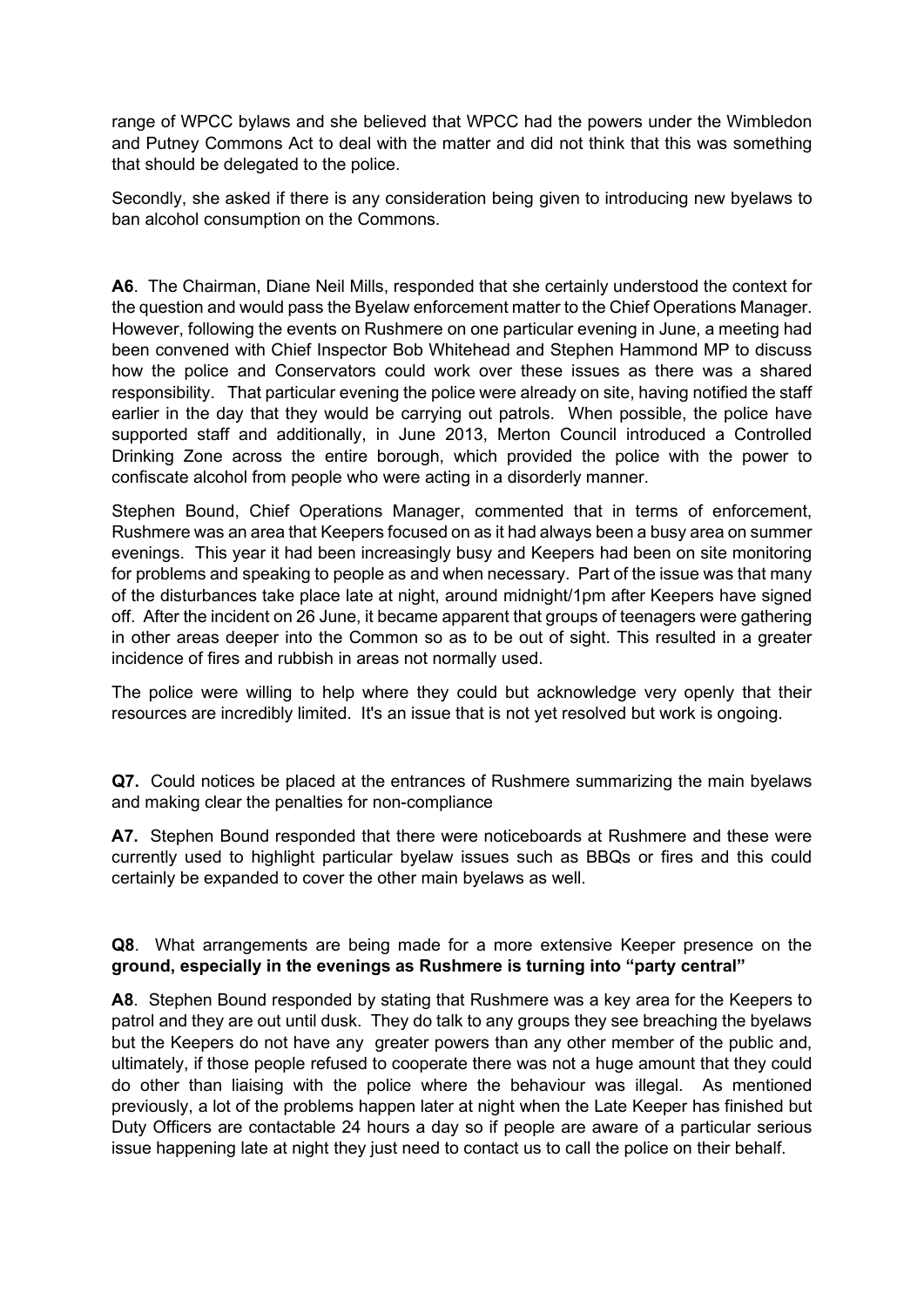range of WPCC bylaws and she believed that WPCC had the powers under the Wimbledon and Putney Commons Act to deal with the matter and did not think that this was something that should be delegated to the police.

Secondly, she asked if there is any consideration being given to introducing new byelaws to ban alcohol consumption on the Commons.

**A6**. The Chairman, Diane Neil Mills, responded that she certainly understood the context for the question and would pass the Byelaw enforcement matter to the Chief Operations Manager. However, following the events on Rushmere on one particular evening in June, a meeting had been convened with Chief Inspector Bob Whitehead and Stephen Hammond MP to discuss how the police and Conservators could work over these issues as there was a shared responsibility. That particular evening the police were already on site, having notified the staff earlier in the day that they would be carrying out patrols. When possible, the police have supported staff and additionally, in June 2013, Merton Council introduced a Controlled Drinking Zone across the entire borough, which provided the police with the power to confiscate alcohol from people who were acting in a disorderly manner.

Stephen Bound, Chief Operations Manager, commented that in terms of enforcement, Rushmere was an area that Keepers focused on as it had always been a busy area on summer evenings. This year it had been increasingly busy and Keepers had been on site monitoring for problems and speaking to people as and when necessary. Part of the issue was that many of the disturbances take place late at night, around midnight/1pm after Keepers have signed off. After the incident on 26 June, it became apparent that groups of teenagers were gathering in other areas deeper into the Common so as to be out of sight. This resulted in a greater incidence of fires and rubbish in areas not normally used.

The police were willing to help where they could but acknowledge very openly that their resources are incredibly limited. It's an issue that is not yet resolved but work is ongoing.

**Q7.** Could notices be placed at the entrances of Rushmere summarizing the main byelaws and making clear the penalties for non-compliance

**A7.** Stephen Bound responded that there were noticeboards at Rushmere and these were currently used to highlight particular byelaw issues such as BBQs or fires and this could certainly be expanded to cover the other main byelaws as well.

**Q8**. What arrangements are being made for a more extensive Keeper presence on the **ground, especially in the evenings as Rushmere is turning into "party central"**

**A8**. Stephen Bound responded by stating that Rushmere was a key area for the Keepers to patrol and they are out until dusk. They do talk to any groups they see breaching the byelaws but the Keepers do not have any greater powers than any other member of the public and, ultimately, if those people refused to cooperate there was not a huge amount that they could do other than liaising with the police where the behaviour was illegal. As mentioned previously, a lot of the problems happen later at night when the Late Keeper has finished but Duty Officers are contactable 24 hours a day so if people are aware of a particular serious issue happening late at night they just need to contact us to call the police on their behalf.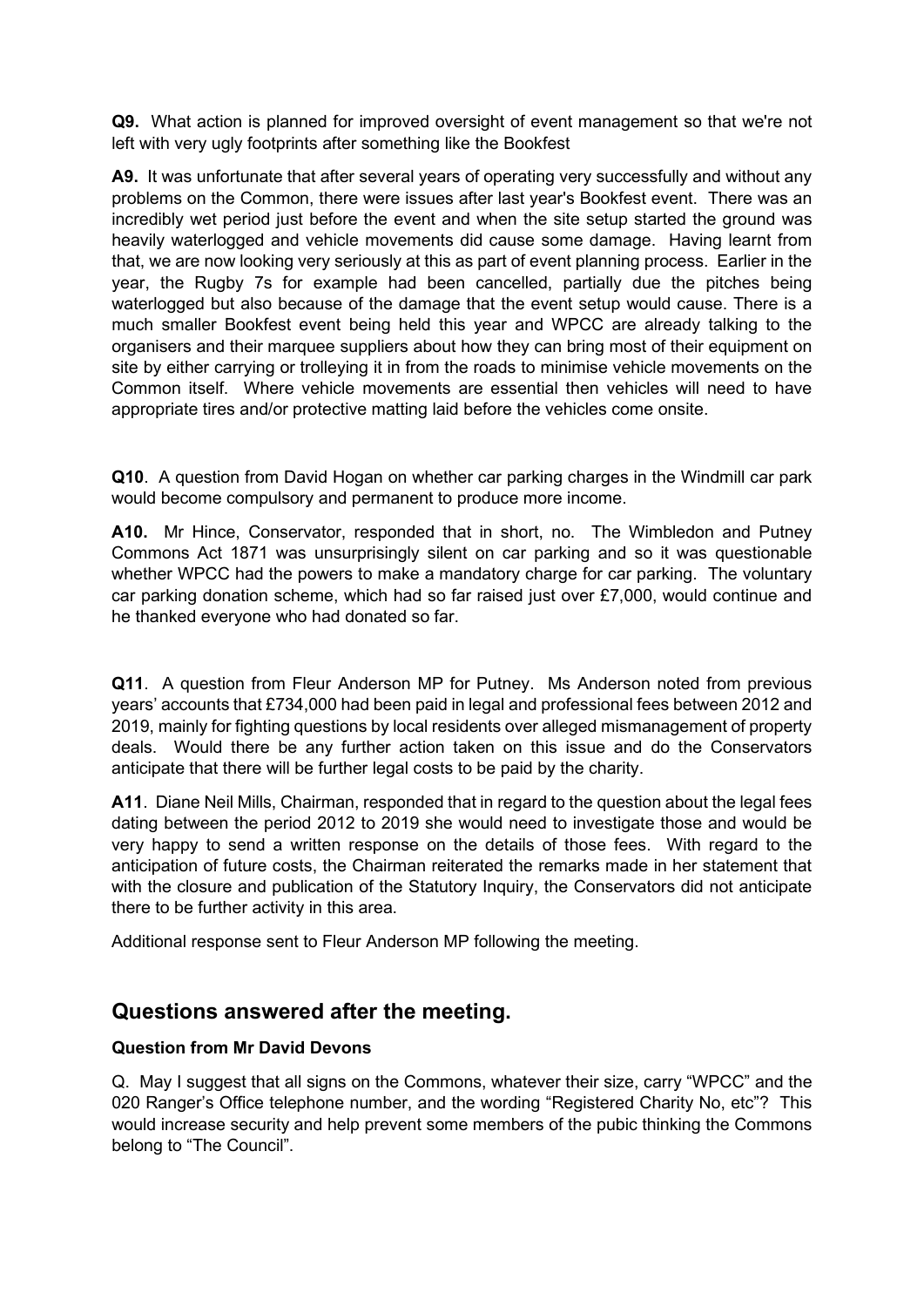**Q9.** What action is planned for improved oversight of event management so that we're not left with very ugly footprints after something like the Bookfest

**A9.** It was unfortunate that after several years of operating very successfully and without any problems on the Common, there were issues after last year's Bookfest event. There was an incredibly wet period just before the event and when the site setup started the ground was heavily waterlogged and vehicle movements did cause some damage. Having learnt from that, we are now looking very seriously at this as part of event planning process. Earlier in the year, the Rugby 7s for example had been cancelled, partially due the pitches being waterlogged but also because of the damage that the event setup would cause. There is a much smaller Bookfest event being held this year and WPCC are already talking to the organisers and their marquee suppliers about how they can bring most of their equipment on site by either carrying or trolleying it in from the roads to minimise vehicle movements on the Common itself. Where vehicle movements are essential then vehicles will need to have appropriate tires and/or protective matting laid before the vehicles come onsite.

**Q10**. A question from David Hogan on whether car parking charges in the Windmill car park would become compulsory and permanent to produce more income.

**A10.** Mr Hince, Conservator, responded that in short, no. The Wimbledon and Putney Commons Act 1871 was unsurprisingly silent on car parking and so it was questionable whether WPCC had the powers to make a mandatory charge for car parking. The voluntary car parking donation scheme, which had so far raised just over £7,000, would continue and he thanked everyone who had donated so far.

**Q11**. A question from Fleur Anderson MP for Putney. Ms Anderson noted from previous years' accounts that £734,000 had been paid in legal and professional fees between 2012 and 2019, mainly for fighting questions by local residents over alleged mismanagement of property deals. Would there be any further action taken on this issue and do the Conservators anticipate that there will be further legal costs to be paid by the charity.

**A11**. Diane Neil Mills, Chairman, responded that in regard to the question about the legal fees dating between the period 2012 to 2019 she would need to investigate those and would be very happy to send a written response on the details of those fees. With regard to the anticipation of future costs, the Chairman reiterated the remarks made in her statement that with the closure and publication of the Statutory Inquiry, the Conservators did not anticipate there to be further activity in this area.

Additional response sent to Fleur Anderson MP following the meeting.

## Questions answered after the meeting.

**Question from Mr David Devons**

Q. May I suggest that all signs on the Commons, whatever their size, carry "WPCC" and the 020 Ranger's Office telephone number, and the wording "Registered Charity No, etc"? This would increase security and help prevent some members of the pubic thinking the Commons belong to "The Council".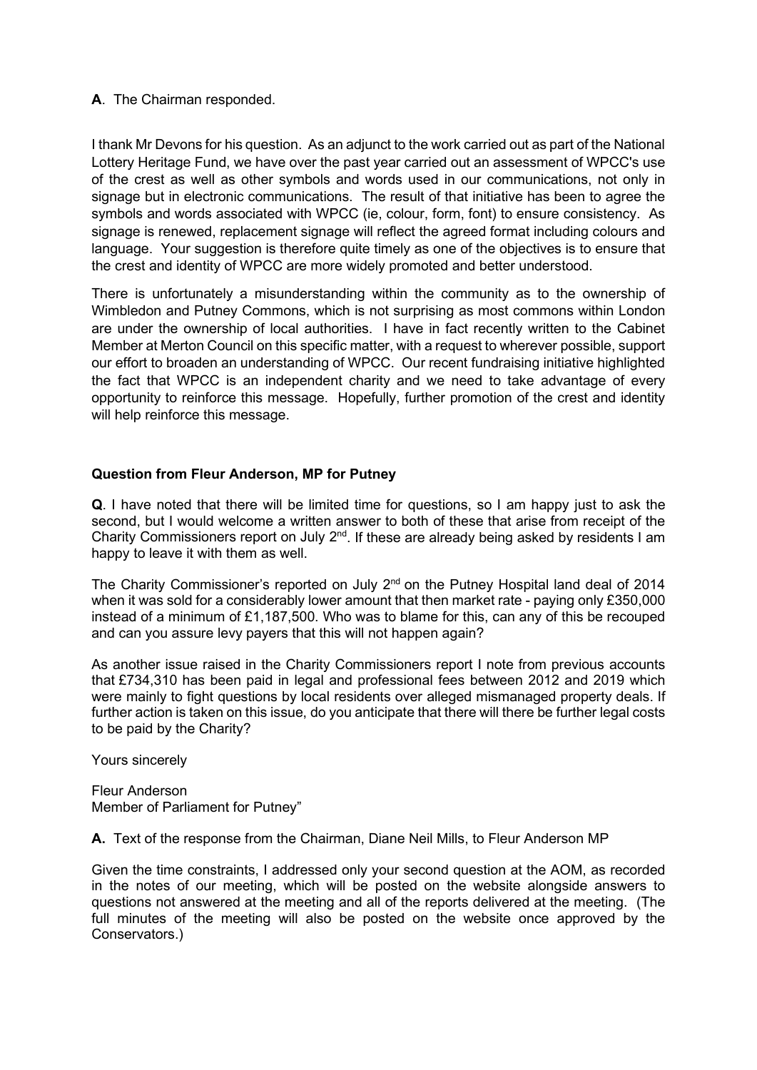**A**. The Chairman responded.

I thank Mr Devons for his question. As an adjunct to the work carried out as part of the National Lottery Heritage Fund, we have over the past year carried out an assessment of WPCC's use of the crest as well as other symbols and words used in our communications, not only in signage but in electronic communications. The result of that initiative has been to agree the symbols and words associated with WPCC (ie, colour, form, font) to ensure consistency. As signage is renewed, replacement signage will reflect the agreed format including colours and language. Your suggestion is therefore quite timely as one of the objectives is to ensure that the crest and identity of WPCC are more widely promoted and better understood.

There is unfortunately a misunderstanding within the community as to the ownership of Wimbledon and Putney Commons, which is not surprising as most commons within London are under the ownership of local authorities. I have in fact recently written to the Cabinet Member at Merton Council on this specific matter, with a request to wherever possible, support our effort to broaden an understanding of WPCC. Our recent fundraising initiative highlighted the fact that WPCC is an independent charity and we need to take advantage of every opportunity to reinforce this message. Hopefully, further promotion of the crest and identity will help reinforce this message.

**Question from Fleur Anderson, MP for Putney**

**Q**. I have noted that there will be limited time for questions, so I am happy just to ask the second, but I would welcome a written answer to both of these that arise from receipt of the Charity Commissioners report on July 2nd. If these are already being asked by residents I am happy to leave it with them as well.

The Charity Commissioner's reported on July 2nd on the Putney Hospital land deal of 2014 when it was sold for a considerably lower amount that then market rate - paying only £350,000 instead of a minimum of £1,187,500. Who was to blame for this, can any of this be recouped and can you assure levy payers that this will not happen again?

As another issue raised in the Charity Commissioners report I note from previous accounts that £734,310 has been paid in legal and professional fees between 2012 and 2019 which were mainly to fight questions by local residents over alleged mismanaged property deals. If further action is taken on this issue, do you anticipate that there will there be further legal costs to be paid by the Charity?

Yours sincerely

Fleur Anderson
Member of Parliament for Putney"

**A.** Text of the response from the Chairman, Diane Neil Mills, to Fleur Anderson MP

Given the time constraints, I addressed only your second question at the AOM, as recorded in the notes of our meeting, which will be posted on the website alongside answers to questions not answered at the meeting and all of the reports delivered at the meeting. (The full minutes of the meeting will also be posted on the website once approved by the Conservators.)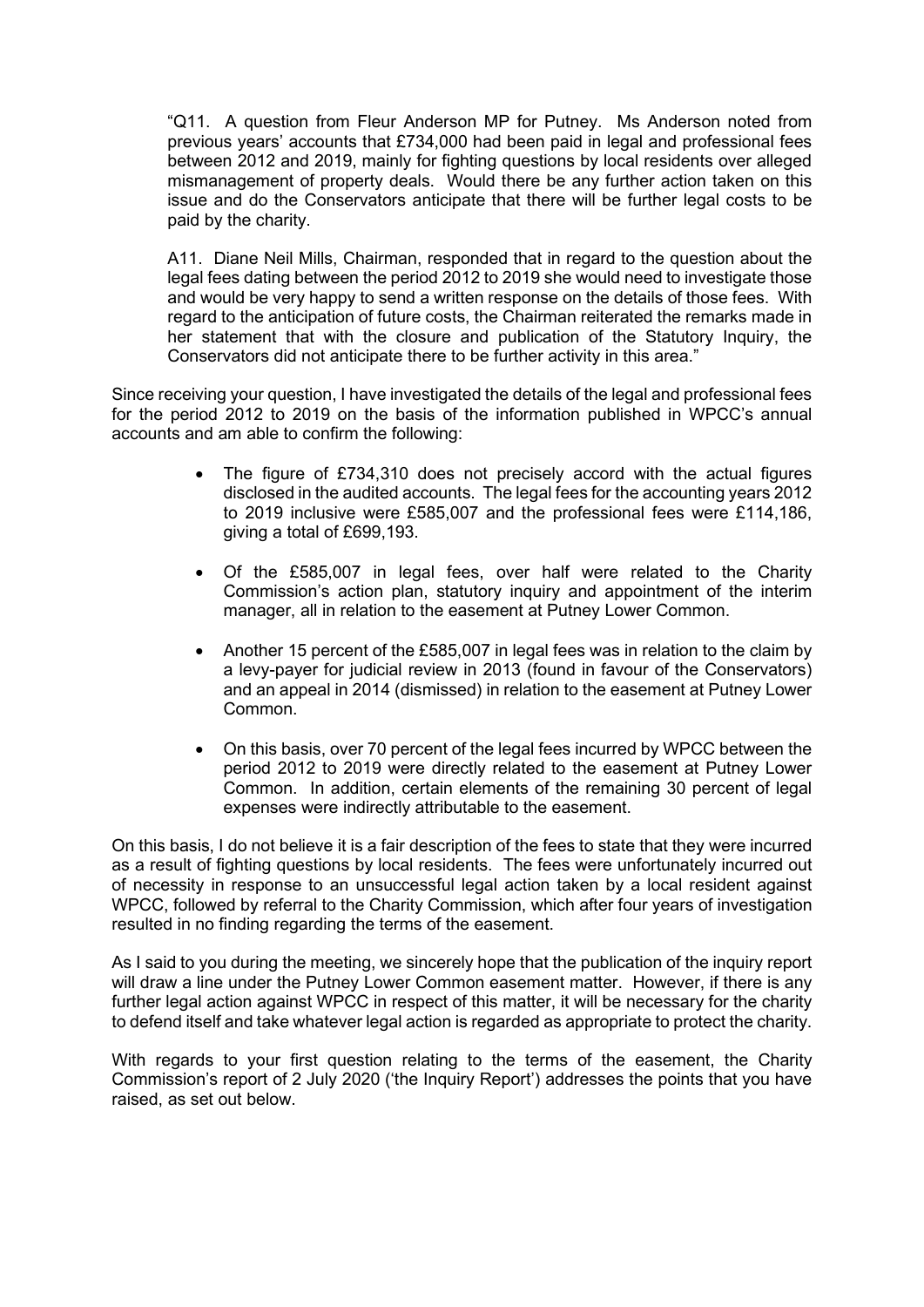"Q11. A question from Fleur Anderson MP for Putney. Ms Anderson noted from previous years' accounts that £734,000 had been paid in legal and professional fees between 2012 and 2019, mainly for fighting questions by local residents over alleged mismanagement of property deals. Would there be any further action taken on this issue and do the Conservators anticipate that there will be further legal costs to be paid by the charity.

A11. Diane Neil Mills, Chairman, responded that in regard to the question about the legal fees dating between the period 2012 to 2019 she would need to investigate those and would be very happy to send a written response on the details of those fees. With regard to the anticipation of future costs, the Chairman reiterated the remarks made in her statement that with the closure and publication of the Statutory Inquiry, the Conservators did not anticipate there to be further activity in this area."

Since receiving your question, I have investigated the details of the legal and professional fees for the period 2012 to 2019 on the basis of the information published in WPCC's annual accounts and am able to confirm the following:

- The figure of £734,310 does not precisely accord with the actual figures disclosed in the audited accounts. The legal fees for the accounting years 2012 to 2019 inclusive were £585,007 and the professional fees were £114,186, giving a total of £699,193.
- Of the £585,007 in legal fees, over half were related to the Charity Commission's action plan, statutory inquiry and appointment of the interim manager, all in relation to the easement at Putney Lower Common.
- Another 15 percent of the £585,007 in legal fees was in relation to the claim by a levy-payer for judicial review in 2013 (found in favour of the Conservators) and an appeal in 2014 (dismissed) in relation to the easement at Putney Lower Common.
- On this basis, over 70 percent of the legal fees incurred by WPCC between the period 2012 to 2019 were directly related to the easement at Putney Lower Common. In addition, certain elements of the remaining 30 percent of legal expenses were indirectly attributable to the easement.

On this basis, I do not believe it is a fair description of the fees to state that they were incurred as a result of fighting questions by local residents. The fees were unfortunately incurred out of necessity in response to an unsuccessful legal action taken by a local resident against WPCC, followed by referral to the Charity Commission, which after four years of investigation resulted in no finding regarding the terms of the easement.

As I said to you during the meeting, we sincerely hope that the publication of the inquiry report will draw a line under the Putney Lower Common easement matter. However, if there is any further legal action against WPCC in respect of this matter, it will be necessary for the charity to defend itself and take whatever legal action is regarded as appropriate to protect the charity.

With regards to your first question relating to the terms of the easement, the Charity Commission's report of 2 July 2020 ('the Inquiry Report') addresses the points that you have raised, as set out below.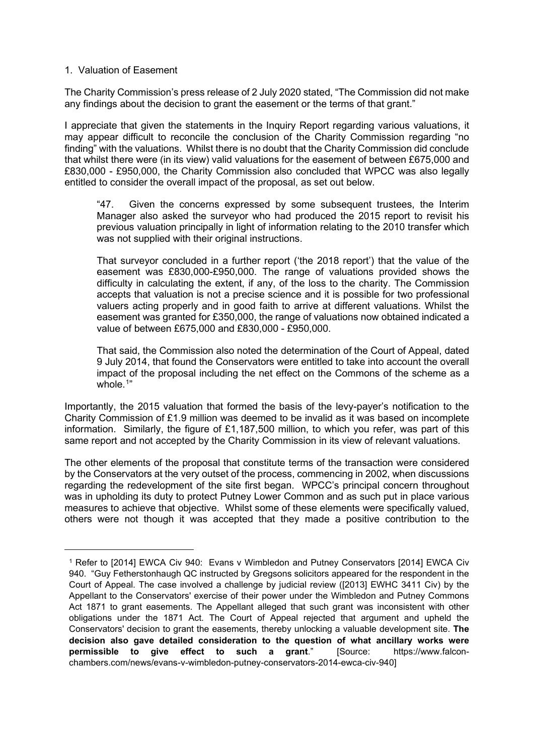1. Valuation of Easement

The Charity Commission's press release of 2 July 2020 stated, "The Commission did not make any findings about the decision to grant the easement or the terms of that grant."

I appreciate that given the statements in the Inquiry Report regarding various valuations, it may appear difficult to reconcile the conclusion of the Charity Commission regarding "no finding" with the valuations. Whilst there is no doubt that the Charity Commission did conclude that whilst there were (in its view) valid valuations for the easement of between £675,000 and £830,000 - £950,000, the Charity Commission also concluded that WPCC was also legally entitled to consider the overall impact of the proposal, as set out below.

> "47. Given the concerns expressed by some subsequent trustees, the Interim Manager also asked the surveyor who had produced the 2015 report to revisit his previous valuation principally in light of information relating to the 2010 transfer which was not supplied with their original instructions.
>
> That surveyor concluded in a further report ('the 2018 report') that the value of the easement was £830,000-£950,000. The range of valuations provided shows the difficulty in calculating the extent, if any, of the loss to the charity. The Commission accepts that valuation is not a precise science and it is possible for two professional valuers acting properly and in good faith to arrive at different valuations. Whilst the easement was granted for £350,000, the range of valuations now obtained indicated a value of between £675,000 and £830,000 - £950,000.
>
> That said, the Commission also noted the determination of the Court of Appeal, dated 9 July 2014, that found the Conservators were entitled to take into account the overall impact of the proposal including the net effect on the Commons of the scheme as a whole.[1]"

Importantly, the 2015 valuation that formed the basis of the levy-payer's notification to the Charity Commission of £1.9 million was deemed to be invalid as it was based on incomplete information. Similarly, the figure of £1,187,500 million, to which you refer, was part of this same report and not accepted by the Charity Commission in its view of relevant valuations.

The other elements of the proposal that constitute terms of the transaction were considered by the Conservators at the very outset of the process, commencing in 2002, when discussions regarding the redevelopment of the site first began. WPCC's principal concern throughout was in upholding its duty to protect Putney Lower Common and as such put in place various measures to achieve that objective. Whilst some of these elements were specifically valued, others were not though it was accepted that they made a positive contribution to the

---

[1] Refer to [2014] EWCA Civ 940: Evans v Wimbledon and Putney Conservators [2014] EWCA Civ 940. "Guy Fetherstonhaugh QC instructed by Gregsons solicitors appeared for the respondent in the Court of Appeal. The case involved a challenge by judicial review ([2013] EWHC 3411 Civ) by the Appellant to the Conservators' exercise of their power under the Wimbledon and Putney Commons Act 1871 to grant easements. The Appellant alleged that such grant was inconsistent with other obligations under the 1871 Act. The Court of Appeal rejected that argument and upheld the Conservators' decision to grant the easements, thereby unlocking a valuable development site. **The decision also gave detailed consideration to the question of what ancillary works were permissible to give effect to such a grant**." [Source: https://www.falcon-chambers.com/news/evans-v-wimbledon-putney-conservators-2014-ewca-civ-940]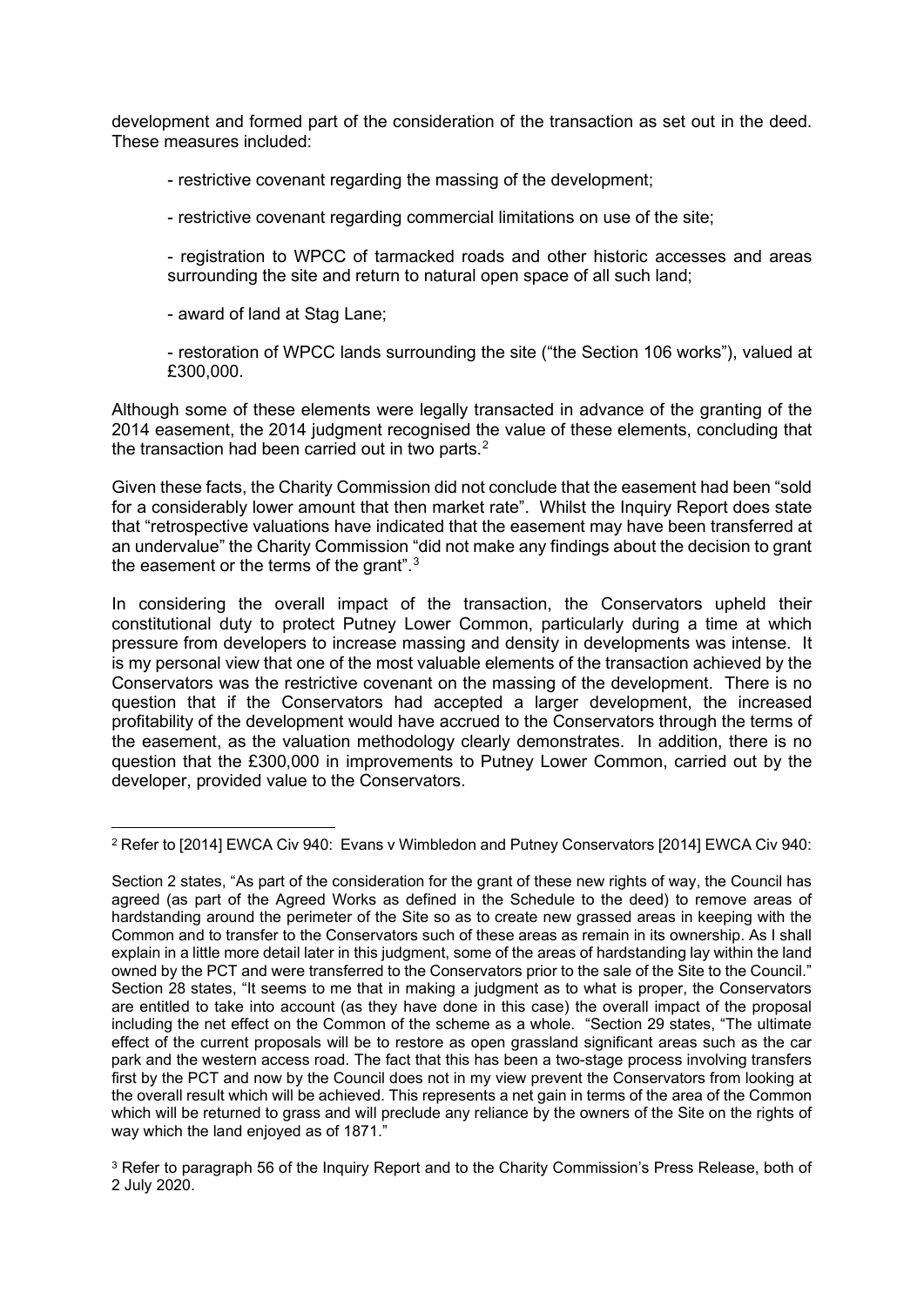development and formed part of the consideration of the transaction as set out in the deed. These measures included:

- restrictive covenant regarding the massing of the development;

- restrictive covenant regarding commercial limitations on use of the site;

- registration to WPCC of tarmacked roads and other historic accesses and areas surrounding the site and return to natural open space of all such land;

- award of land at Stag Lane;

- restoration of WPCC lands surrounding the site ("the Section 106 works"), valued at £300,000.

Although some of these elements were legally transacted in advance of the granting of the 2014 easement, the 2014 judgment recognised the value of these elements, concluding that the transaction had been carried out in two parts.[2]

Given these facts, the Charity Commission did not conclude that the easement had been "sold for a considerably lower amount that then market rate". Whilst the Inquiry Report does state that "retrospective valuations have indicated that the easement may have been transferred at an undervalue" the Charity Commission "did not make any findings about the decision to grant the easement or the terms of the grant".[3]

In considering the overall impact of the transaction, the Conservators upheld their constitutional duty to protect Putney Lower Common, particularly during a time at which pressure from developers to increase massing and density in developments was intense. It is my personal view that one of the most valuable elements of the transaction achieved by the Conservators was the restrictive covenant on the massing of the development. There is no question that if the Conservators had accepted a larger development, the increased profitability of the development would have accrued to the Conservators through the terms of the easement, as the valuation methodology clearly demonstrates. In addition, there is no question that the £300,000 in improvements to Putney Lower Common, carried out by the developer, provided value to the Conservators.

---

[2] Refer to [2014] EWCA Civ 940: Evans v Wimbledon and Putney Conservators [2014] EWCA Civ 940:

Section 2 states, "As part of the consideration for the grant of these new rights of way, the Council has agreed (as part of the Agreed Works as defined in the Schedule to the deed) to remove areas of hardstanding around the perimeter of the Site so as to create new grassed areas in keeping with the Common and to transfer to the Conservators such of these areas as remain in its ownership. As I shall explain in a little more detail later in this judgment, some of the areas of hardstanding lay within the land owned by the PCT and were transferred to the Conservators prior to the sale of the Site to the Council." Section 28 states, "It seems to me that in making a judgment as to what is proper, the Conservators are entitled to take into account (as they have done in this case) the overall impact of the proposal including the net effect on the Common of the scheme as a whole. "Section 29 states, "The ultimate effect of the current proposals will be to restore as open grassland significant areas such as the car park and the western access road. The fact that this has been a two-stage process involving transfers first by the PCT and now by the Council does not in my view prevent the Conservators from looking at the overall result which will be achieved. This represents a net gain in terms of the area of the Common which will be returned to grass and will preclude any reliance by the owners of the Site on the rights of way which the land enjoyed as of 1871."

[3] Refer to paragraph 56 of the Inquiry Report and to the Charity Commission's Press Release, both of 2 July 2020.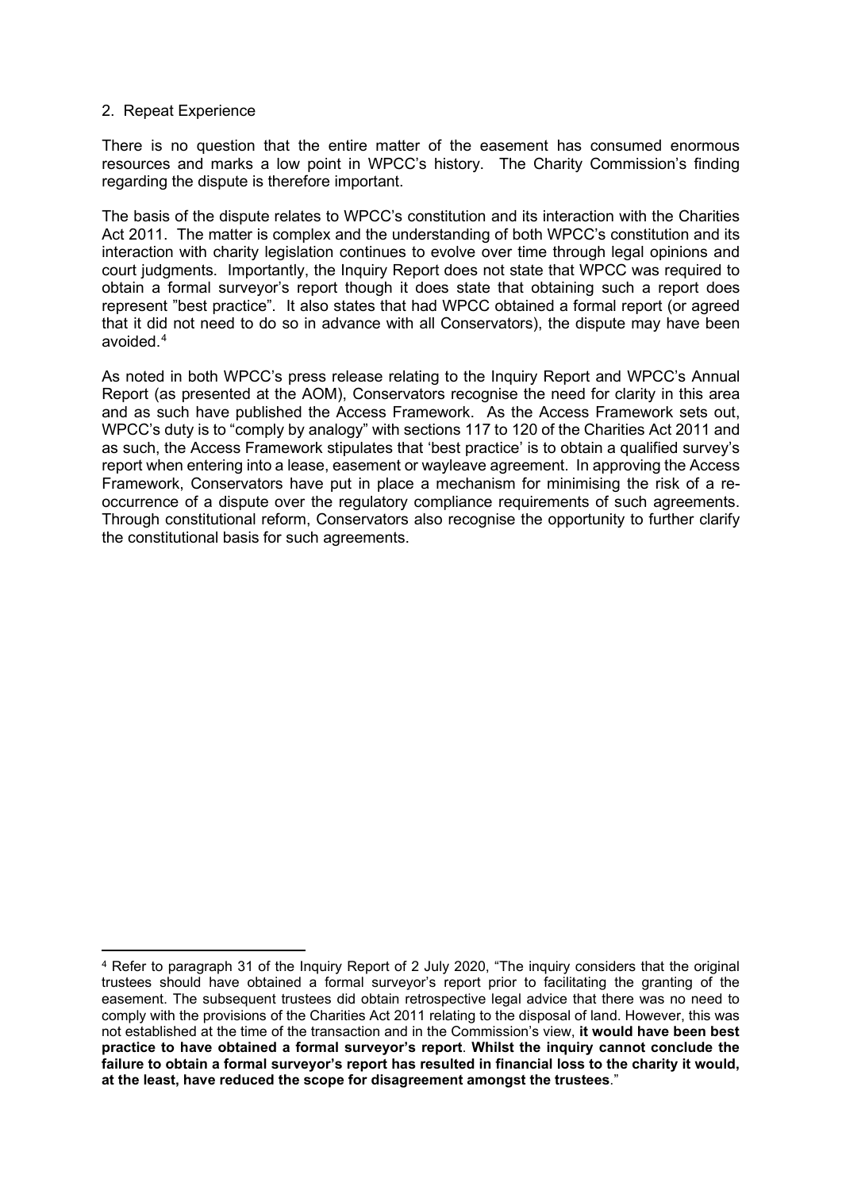2. Repeat Experience

There is no question that the entire matter of the easement has consumed enormous resources and marks a low point in WPCC's history. The Charity Commission's finding regarding the dispute is therefore important.

The basis of the dispute relates to WPCC's constitution and its interaction with the Charities Act 2011. The matter is complex and the understanding of both WPCC's constitution and its interaction with charity legislation continues to evolve over time through legal opinions and court judgments. Importantly, the Inquiry Report does not state that WPCC was required to obtain a formal surveyor's report though it does state that obtaining such a report does represent "best practice". It also states that had WPCC obtained a formal report (or agreed that it did not need to do so in advance with all Conservators), the dispute may have been avoided.[4]

As noted in both WPCC's press release relating to the Inquiry Report and WPCC's Annual Report (as presented at the AOM), Conservators recognise the need for clarity in this area and as such have published the Access Framework. As the Access Framework sets out, WPCC's duty is to "comply by analogy" with sections 117 to 120 of the Charities Act 2011 and as such, the Access Framework stipulates that 'best practice' is to obtain a qualified survey's report when entering into a lease, easement or wayleave agreement. In approving the Access Framework, Conservators have put in place a mechanism for minimising the risk of a re-occurrence of a dispute over the regulatory compliance requirements of such agreements. Through constitutional reform, Conservators also recognise the opportunity to further clarify the constitutional basis for such agreements.

---

[4] Refer to paragraph 31 of the Inquiry Report of 2 July 2020, "The inquiry considers that the original trustees should have obtained a formal surveyor's report prior to facilitating the granting of the easement. The subsequent trustees did obtain retrospective legal advice that there was no need to comply with the provisions of the Charities Act 2011 relating to the disposal of land. However, this was not established at the time of the transaction and in the Commission's view, **it would have been best practice to have obtained a formal surveyor's report**. **Whilst the inquiry cannot conclude the failure to obtain a formal surveyor's report has resulted in financial loss to the charity it would, at the least, have reduced the scope for disagreement amongst the trustees**."